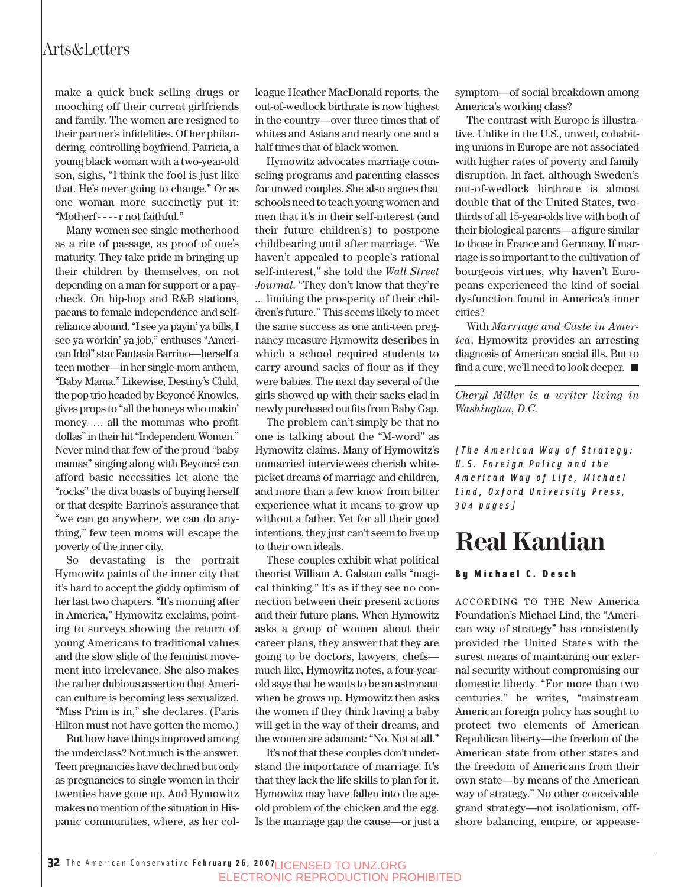make a quick buck selling drugs or mooching off their current girlfriends and family. The women are resigned to their partner's infidelities. Of her philandering, controlling boyfriend, Patricia, a young black woman with a two-year-old son, sighs, "I think the fool is just like that. He's never going to change." Or as one woman more succinctly put it: "Motherf----r not faithful."

Many women see single motherhood as a rite of passage, as proof of one's maturity. They take pride in bringing up their children by themselves, on not depending on a man for support or a paycheck. On hip-hop and R&B stations, paeans to female independence and self-reliance abound. "I see ya payin' ya bills, I see ya workin' ya job," enthuses "American Idol" star Fantasia Barrino—herself a teen mother—in her single-mom anthem, "Baby Mama." Likewise, Destiny's Child, the pop trio headed by Beyoncé Knowles, gives props to "all the honeys who makin' money. … all the mommas who profit dollars" in their hit "Independent Women." Never mind that few of the proud "baby mamas" singing along with Beyoncé can afford basic necessities let alone the "rocks" the diva boasts of buying herself or that despite Barrino's assurance that "we can go anywhere, we can do anything," few teen moms will escape the poverty of the inner city.

So devastating is the portrait Hymowitz paints of the inner city that it's hard to accept the giddy optimism of her last two chapters. "It's morning after in America," Hymowitz exclaims, pointing to surveys showing the return of young Americans to traditional values and the slow slide of the feminist movement into irrelevance. She also makes the rather dubious assertion that American culture is becoming less sexualized. "Miss Prim is in," she declares. (Paris Hilton must not have gotten the memo.)

But how have things improved among the underclass? Not much is the answer. Teen pregnancies have declined but only as pregnancies to single women in their twenties have gone up. And Hymowitz makes no mention of the situation in Hispanic communities, where, as her colleague Heather MacDonald reports, the out-of-wedlock birthrate is now highest in the country—over three times that of whites and Asians and nearly one and a half times that of black women.

Hymowitz advocates marriage counseling programs and parenting classes for unwed couples. She also argues that schools need to teach young women and men that it's in their self-interest (and their future children's) to postpone childbearing until after marriage. "We haven't appealed to people's rational self-interest," she told the *Wall Street Journal*. "They don't know that they're … limiting the prosperity of their children's future." This seems likely to meet the same success as one anti-teen pregnancy measure Hymowitz describes in which a school required students to carry around sacks of flour as if they were babies. The next day several of the girls showed up with their sacks clad in newly purchased outfits from Baby Gap.

The problem can't simply be that no one is talking about the "M-word" as Hymowitz claims. Many of Hymowitz's unmarried interviewees cherish white-picket dreams of marriage and children, and more than a few know from bitter experience what it means to grow up without a father. Yet for all their good intentions, they just can't seem to live up to their own ideals.

These couples exhibit what political theorist William A. Galston calls "magical thinking." It's as if they see no connection between their present actions and their future plans. When Hymowitz asks a group of women about their career plans, they answer that they are going to be doctors, lawyers, chefs—much like, Hymowitz notes, a four-year-old says that he wants to be an astronaut when he grows up. Hymowitz then asks the women if they think having a baby will get in the way of their dreams, and the women are adamant: "No. Not at all."

It's not that these couples don't understand the importance of marriage. It's that they lack the life skills to plan for it. Hymowitz may have fallen into the age-old problem of the chicken and the egg. Is the marriage gap the cause—or just a symptom—of social breakdown among America's working class?

The contrast with Europe is illustrative. Unlike in the U.S., unwed, cohabiting unions in Europe are not associated with higher rates of poverty and family disruption. In fact, although Sweden's out-of-wedlock birthrate is almost double that of the United States, two-thirds of all 15-year-olds live with both of their biological parents—a figure similar to those in France and Germany. If marriage is so important to the cultivation of bourgeois virtues, why haven't Europeans experienced the kind of social dysfunction found in America's inner cities?

With *Marriage and Caste in America*, Hymowitz provides an arresting diagnosis of American social ills. But to find a cure, we'll need to look deeper. ■

---

*Cheryl Miller is a writer living in Washington, D.C.*

*[The American Way of Strategy: U.S. Foreign Policy and the American Way of Life, Michael Lind, Oxford University Press, 304 pages]*

# Real Kantian

**By Michael C. Desch**

ACCORDING TO THE New America Foundation's Michael Lind, the "American way of strategy" has consistently provided the United States with the surest means of maintaining our external security without compromising our domestic liberty. "For more than two centuries," he writes, "mainstream American foreign policy has sought to protect two elements of American Republican liberty—the freedom of the American state from other states and the freedom of Americans from their own state—by means of the American way of strategy." No other conceivable grand strategy—not isolationism, offshore balancing, empire, or appease-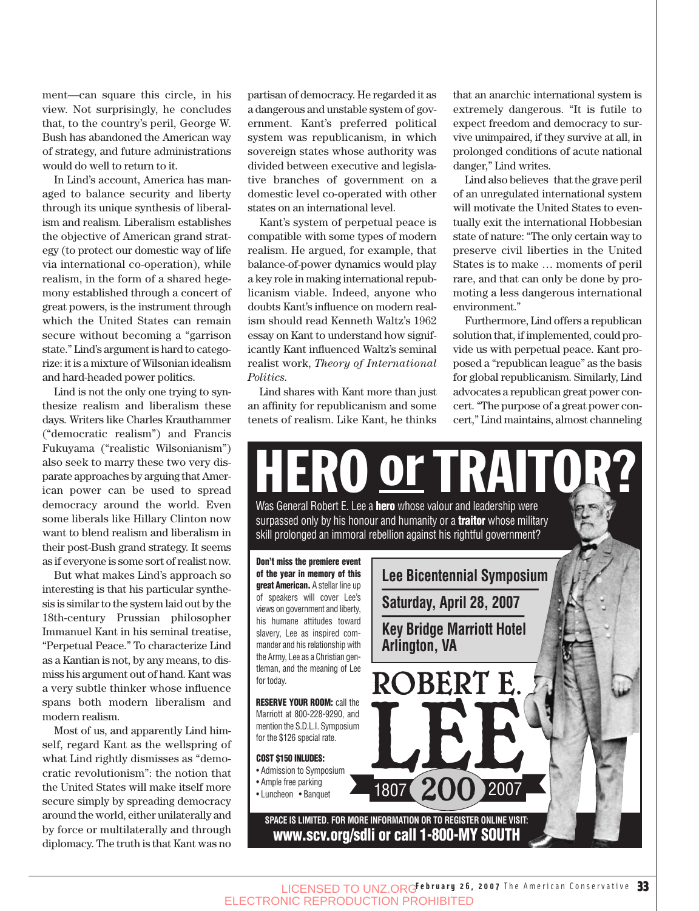ment—can square this circle, in his view. Not surprisingly, he concludes that, to the country's peril, George W. Bush has abandoned the American way of strategy, and future administrations would do well to return to it.

In Lind's account, America has managed to balance security and liberty through its unique synthesis of liberalism and realism. Liberalism establishes the objective of American grand strategy (to protect our domestic way of life via international co-operation), while realism, in the form of a shared hegemony established through a concert of great powers, is the instrument through which the United States can remain secure without becoming a "garrison state." Lind's argument is hard to categorize: it is a mixture of Wilsonian idealism and hard-headed power politics.

Lind is not the only one trying to synthesize realism and liberalism these days. Writers like Charles Krauthammer ("democratic realism") and Francis Fukuyama ("realistic Wilsonianism") also seek to marry these two very disparate approaches by arguing that American power can be used to spread democracy around the world. Even some liberals like Hillary Clinton now want to blend realism and liberalism in their post-Bush grand strategy. It seems as if everyone is some sort of realist now.

But what makes Lind's approach so interesting is that his particular synthesis is similar to the system laid out by the 18th-century Prussian philosopher Immanuel Kant in his seminal treatise, "Perpetual Peace." To characterize Lind as a Kantian is not, by any means, to dismiss his argument out of hand. Kant was a very subtle thinker whose influence spans both modern liberalism and modern realism.

Most of us, and apparently Lind himself, regard Kant as the wellspring of what Lind rightly dismisses as "democratic revolutionism": the notion that the United States will make itself more secure simply by spreading democracy around the world, either unilaterally and by force or multilaterally and through diplomacy. The truth is that Kant was no partisan of democracy. He regarded it as a dangerous and unstable system of government. Kant's preferred political system was republicanism, in which sovereign states whose authority was divided between executive and legislative branches of government on a domestic level co-operated with other states on an international level.

Kant's system of perpetual peace is compatible with some types of modern realism. He argued, for example, that balance-of-power dynamics would play a key role in making international republicanism viable. Indeed, anyone who doubts Kant's influence on modern realism should read Kenneth Waltz's 1962 essay on Kant to understand how significantly Kant influenced Waltz's seminal realist work, *Theory of International Politics*.

Lind shares with Kant more than just an affinity for republicanism and some tenets of realism. Like Kant, he thinks that an anarchic international system is extremely dangerous. "It is futile to expect freedom and democracy to survive unimpaired, if they survive at all, in prolonged conditions of acute national danger," Lind writes.

Lind also believes that the grave peril of an unregulated international system will motivate the United States to eventually exit the international Hobbesian state of nature: "The only certain way to preserve civil liberties in the United States is to make … moments of peril rare, and that can only be done by promoting a less dangerous international environment."

Furthermore, Lind offers a republican solution that, if implemented, could provide us with perpetual peace. Kant proposed a "republican league" as the basis for global republicanism. Similarly, Lind advocates a republican great power concert. "The purpose of a great power concert," Lind maintains, almost channeling

# HERO or TRAITOR?

Was General Robert E. Lee a **hero** whose valour and leadership were surpassed only by his honour and humanity or a **traitor** whose military skill prolonged an immoral rebellion against his rightful government?

**Don't miss the premiere event of the year in memory of this great American.** A stellar line up of speakers will cover Lee's views on government and liberty, his humane attitudes toward slavery, Lee as inspired commander and his relationship with the Army, Lee as a Christian gentleman, and the meaning of Lee for today.

**Lee Bicentennial Symposium**

**Saturday, April 28, 2007**

**Key Bridge Marriott Hotel Arlington, VA**

**RESERVE YOUR ROOM:** call the Marriott at 800-228-9290, and mention the S.D.L.I. Symposium for the $126 special rate.

**COST $150 INLUDES:**
- Admission to Symposium
- Ample free parking
- Luncheon
- Banquet

ROBERT E. LEE

1807 200 2007

**SPACE IS LIMITED. FOR MORE INFORMATION OR TO REGISTER ONLINE VISIT: www.scv.org/sdli or call 1-800-MY SOUTH**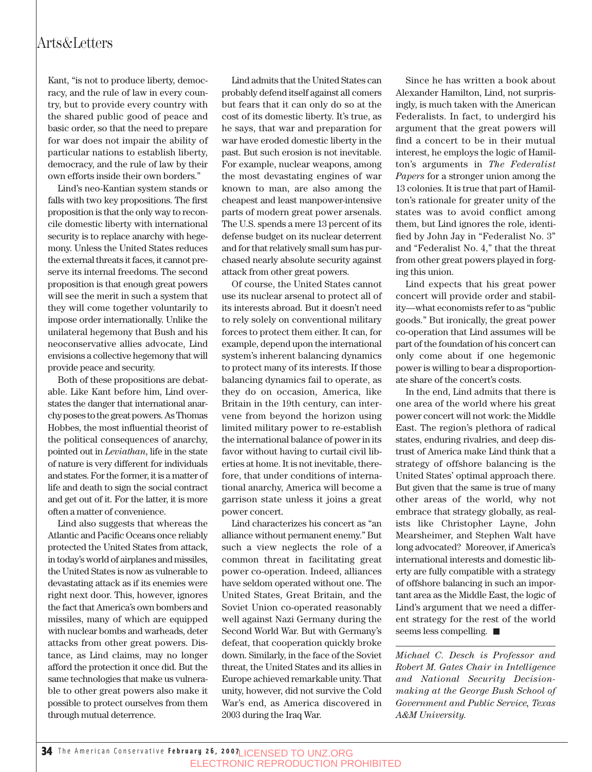Kant, "is not to produce liberty, democracy, and the rule of law in every country, but to provide every country with the shared public good of peace and basic order, so that the need to prepare for war does not impair the ability of particular nations to establish liberty, democracy, and the rule of law by their own efforts inside their own borders."

Lind's neo-Kantian system stands or falls with two key propositions. The first proposition is that the only way to reconcile domestic liberty with international security is to replace anarchy with hegemony. Unless the United States reduces the external threats it faces, it cannot preserve its internal freedoms. The second proposition is that enough great powers will see the merit in such a system that they will come together voluntarily to impose order internationally. Unlike the unilateral hegemony that Bush and his neoconservative allies advocate, Lind envisions a collective hegemony that will provide peace and security.

Both of these propositions are debatable. Like Kant before him, Lind overstates the danger that international anarchy poses to the great powers. As Thomas Hobbes, the most influential theorist of the political consequences of anarchy, pointed out in *Leviathan*, life in the state of nature is very different for individuals and states. For the former, it is a matter of life and death to sign the social contract and get out of it. For the latter, it is more often a matter of convenience.

Lind also suggests that whereas the Atlantic and Pacific Oceans once reliably protected the United States from attack, in today's world of airplanes and missiles, the United States is now as vulnerable to devastating attack as if its enemies were right next door. This, however, ignores the fact that America's own bombers and missiles, many of which are equipped with nuclear bombs and warheads, deter attacks from other great powers. Distance, as Lind claims, may no longer afford the protection it once did. But the same technologies that make us vulnerable to other great powers also make it possible to protect ourselves from them through mutual deterrence.

Lind admits that the United States can probably defend itself against all comers but fears that it can only do so at the cost of its domestic liberty. It's true, as he says, that war and preparation for war have eroded domestic liberty in the past. But such erosion is not inevitable. For example, nuclear weapons, among the most devastating engines of war known to man, are also among the cheapest and least manpower-intensive parts of modern great power arsenals. The U.S. spends a mere 13 percent of its defense budget on its nuclear deterrent and for that relatively small sum has purchased nearly absolute security against attack from other great powers.

Of course, the United States cannot use its nuclear arsenal to protect all of its interests abroad. But it doesn't need to rely solely on conventional military forces to protect them either. It can, for example, depend upon the international system's inherent balancing dynamics to protect many of its interests. If those balancing dynamics fail to operate, as they do on occasion, America, like Britain in the 19th century, can intervene from beyond the horizon using limited military power to re-establish the international balance of power in its favor without having to curtail civil liberties at home. It is not inevitable, therefore, that under conditions of international anarchy, America will become a garrison state unless it joins a great power concert.

Lind characterizes his concert as "an alliance without permanent enemy." But such a view neglects the role of a common threat in facilitating great power co-operation. Indeed, alliances have seldom operated without one. The United States, Great Britain, and the Soviet Union co-operated reasonably well against Nazi Germany during the Second World War. But with Germany's defeat, that cooperation quickly broke down. Similarly, in the face of the Soviet threat, the United States and its allies in Europe achieved remarkable unity. That unity, however, did not survive the Cold War's end, as America discovered in 2003 during the Iraq War.

Since he has written a book about Alexander Hamilton, Lind, not surprisingly, is much taken with the American Federalists. In fact, to undergird his argument that the great powers will find a concert to be in their mutual interest, he employs the logic of Hamilton's arguments in *The Federalist Papers* for a stronger union among the 13 colonies. It is true that part of Hamilton's rationale for greater unity of the states was to avoid conflict among them, but Lind ignores the role, identified by John Jay in "Federalist No. 3" and "Federalist No. 4," that the threat from other great powers played in forging this union.

Lind expects that his great power concert will provide order and stability—what economists refer to as "public goods." But ironically, the great power co-operation that Lind assumes will be part of the foundation of his concert can only come about if one hegemonic power is willing to bear a disproportionate share of the concert's costs.

In the end, Lind admits that there is one area of the world where his great power concert will not work: the Middle East. The region's plethora of radical states, enduring rivalries, and deep distrust of America make Lind think that a strategy of offshore balancing is the United States' optimal approach there. But given that the same is true of many other areas of the world, why not embrace that strategy globally, as realists like Christopher Layne, John Mearsheimer, and Stephen Walt have long advocated? Moreover, if America's international interests and domestic liberty are fully compatible with a strategy of offshore balancing in such an important area as the Middle East, the logic of Lind's argument that we need a different strategy for the rest of the world seems less compelling. ■

---

*Michael C. Desch is Professor and Robert M. Gates Chair in Intelligence and National Security Decision-making at the George Bush School of Government and Public Service, Texas A&M University.*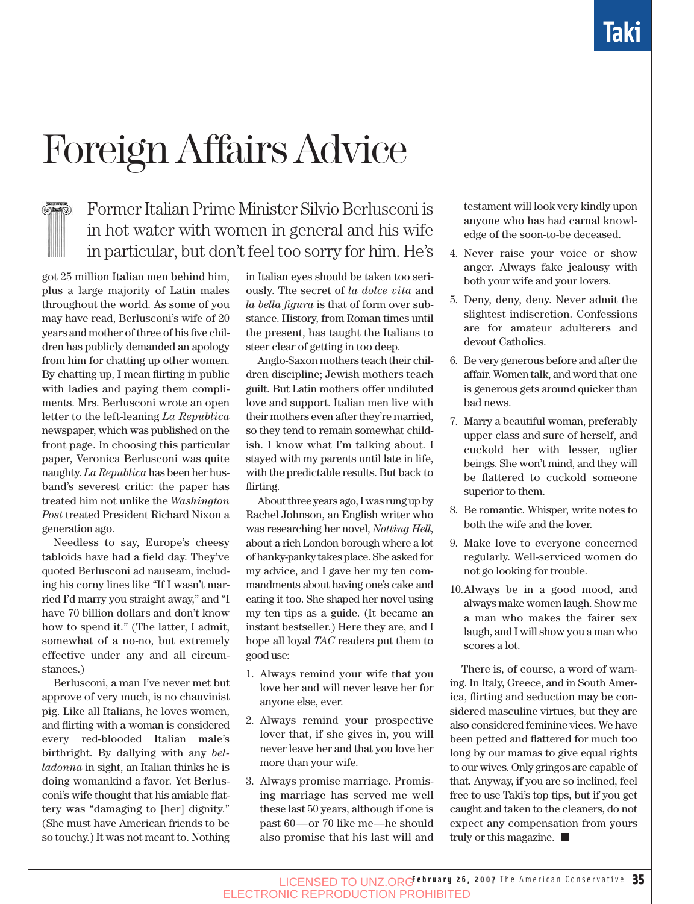# Foreign Affairs Advice

Former Italian Prime Minister Silvio Berlusconi is in hot water with women in general and his wife in particular, but don't feel too sorry for him. He's got 25 million Italian men behind him, plus a large majority of Latin males throughout the world. As some of you may have read, Berlusconi's wife of 20 years and mother of three of his five children has publicly demanded an apology from him for chatting up other women. By chatting up, I mean flirting in public with ladies and paying them compliments. Mrs. Berlusconi wrote an open letter to the left-leaning *La Repubblica* newspaper, which was published on the front page. In choosing this particular paper, Veronica Berlusconi was quite naughty. *La Repubblica* has been her husband's severest critic: the paper has treated him not unlike the *Washington Post* treated President Richard Nixon a generation ago.

Needless to say, Europe's cheesy tabloids have had a field day. They've quoted Berlusconi ad nauseam, including his corny lines like "If I wasn't married I'd marry you straight away," and "I have 70 billion dollars and don't know how to spend it." (The latter, I admit, somewhat of a no-no, but extremely effective under any and all circumstances.)

Berlusconi, a man I've never met but approve of very much, is no chauvinist pig. Like all Italians, he loves women, and flirting with a woman is considered every red-blooded Italian male's birthright. By dallying with any *belladonna* in sight, an Italian thinks he is doing womankind a favor. Yet Berlusconi's wife thought that his amiable flattery was "damaging to [her] dignity." (She must have American friends to be so touchy.) It was not meant to. Nothing in Italian eyes should be taken too seriously. The secret of *la dolce vita* and *la bella figura* is that of form over substance. History, from Roman times until the present, has taught the Italians to steer clear of getting in too deep.

Anglo-Saxon mothers teach their children discipline; Jewish mothers teach guilt. But Latin mothers offer undiluted love and support. Italian men live with their mothers even after they're married, so they tend to remain somewhat childish. I know what I'm talking about. I stayed with my parents until late in life, with the predictable results. But back to flirting.

About three years ago, I was rung up by Rachel Johnson, an English writer who was researching her novel, *Notting Hell*, about a rich London borough where a lot of hanky-panky takes place. She asked for my advice, and I gave her my ten commandments about having one's cake and eating it too. She shaped her novel using my ten tips as a guide. (It became an instant bestseller.) Here they are, and I hope all loyal *TAC* readers put them to good use:

1. Always remind your wife that you love her and will never leave her for anyone else, ever.
2. Always remind your prospective lover that, if she gives in, you will never leave her and that you love her more than your wife.
3. Always promise marriage. Promising marriage has served me well these last 50 years, although if one is past 60—or 70 like me—he should also promise that his last will and testament will look very kindly upon anyone who has had carnal knowledge of the soon-to-be deceased.
4. Never raise your voice or show anger. Always fake jealousy with both your wife and your lovers.
5. Deny, deny, deny. Never admit the slightest indiscretion. Confessions are for amateur adulterers and devout Catholics.
6. Be very generous before and after the affair. Women talk, and word that one is generous gets around quicker than bad news.
7. Marry a beautiful woman, preferably upper class and sure of herself, and cuckold her with lesser, uglier beings. She won't mind, and they will be flattered to cuckold someone superior to them.
8. Be romantic. Whisper, write notes to both the wife and the lover.
9. Make love to everyone concerned regularly. Well-serviced women do not go looking for trouble.
10. Always be in a good mood, and always make women laugh. Show me a man who makes the fairer sex laugh, and I will show you a man who scores a lot.

There is, of course, a word of warning. In Italy, Greece, and in South America, flirting and seduction may be considered masculine virtues, but they are also considered feminine vices. We have been petted and flattered for much too long by our mamas to give equal rights to our wives. Only gringos are capable of that. Anyway, if you are so inclined, feel free to use Taki's top tips, but if you get caught and taken to the cleaners, do not expect any compensation from yours truly or this magazine. ■